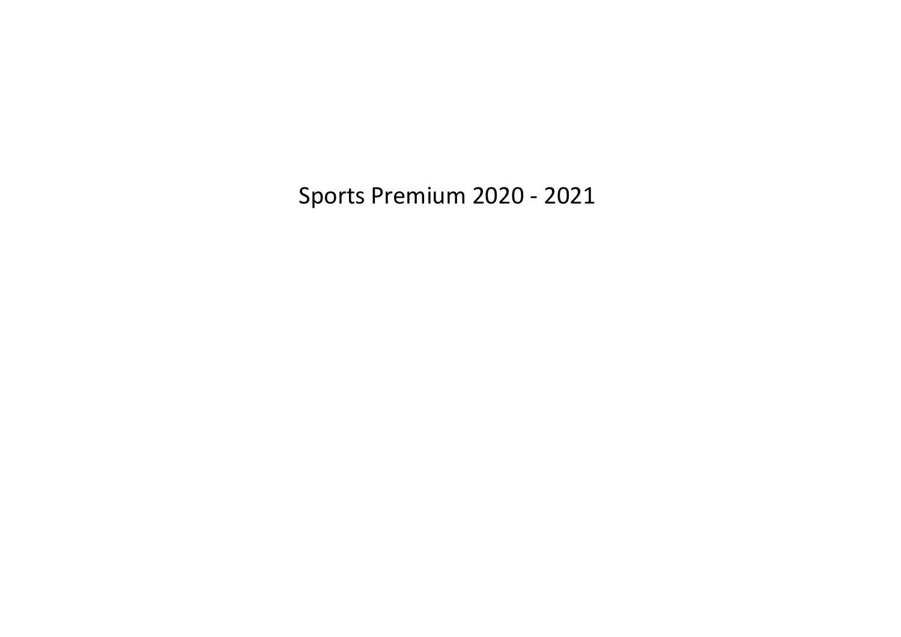# Sports Premium 2020 - 2021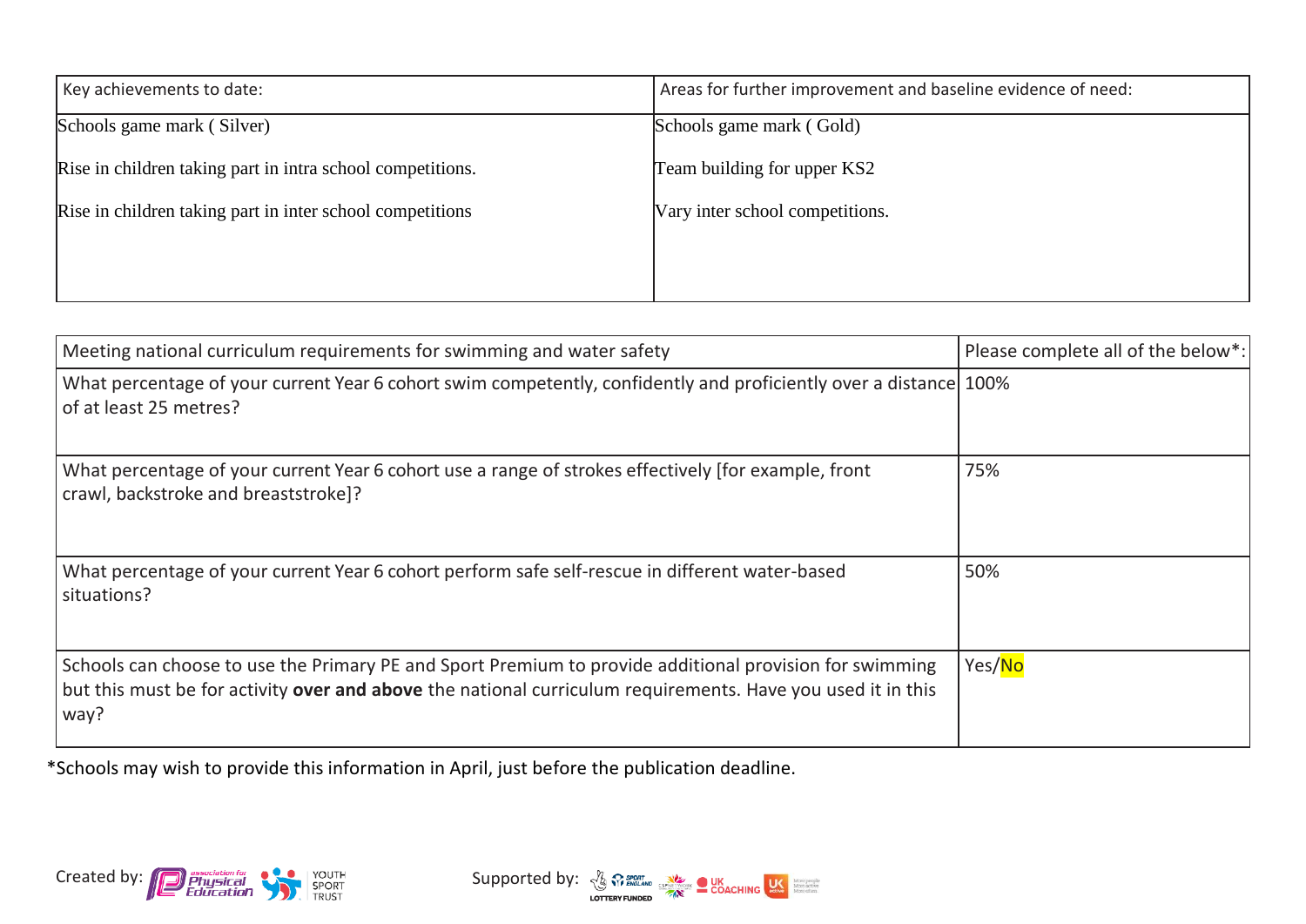| Key achievements to date: | Areas for further improvement and baseline evidence of need: |
|---|---|
| Schools game mark ( Silver)<br><br>Rise in children taking part in intra school competitions.<br><br>Rise in children taking part in inter school competitions | Schools game mark ( Gold)<br><br>Team building for upper KS2<br><br>Vary inter school competitions. |

| Meeting national curriculum requirements for swimming and water safety | Please complete all of the below*: |
|---|---|
| What percentage of your current Year 6 cohort swim competently, confidently and proficiently over a distance of at least 25 metres? | 100% |
| What percentage of your current Year 6 cohort use a range of strokes effectively [for example, front crawl, backstroke and breaststroke]? | 75% |
| What percentage of your current Year 6 cohort perform safe self-rescue in different water-based situations? | 50% |
| Schools can choose to use the Primary PE and Sport Premium to provide additional provision for swimming but this must be for activity **over and above** the national curriculum requirements. Have you used it in this way? | Yes/No |

*Schools may wish to provide this information in April, just before the publication deadline.

Created by: association for Physical Education, YOUTH SPORT TRUST

Supported by: SPORT ENGLAND, LOTTERY FUNDED, UK COACHING, UK active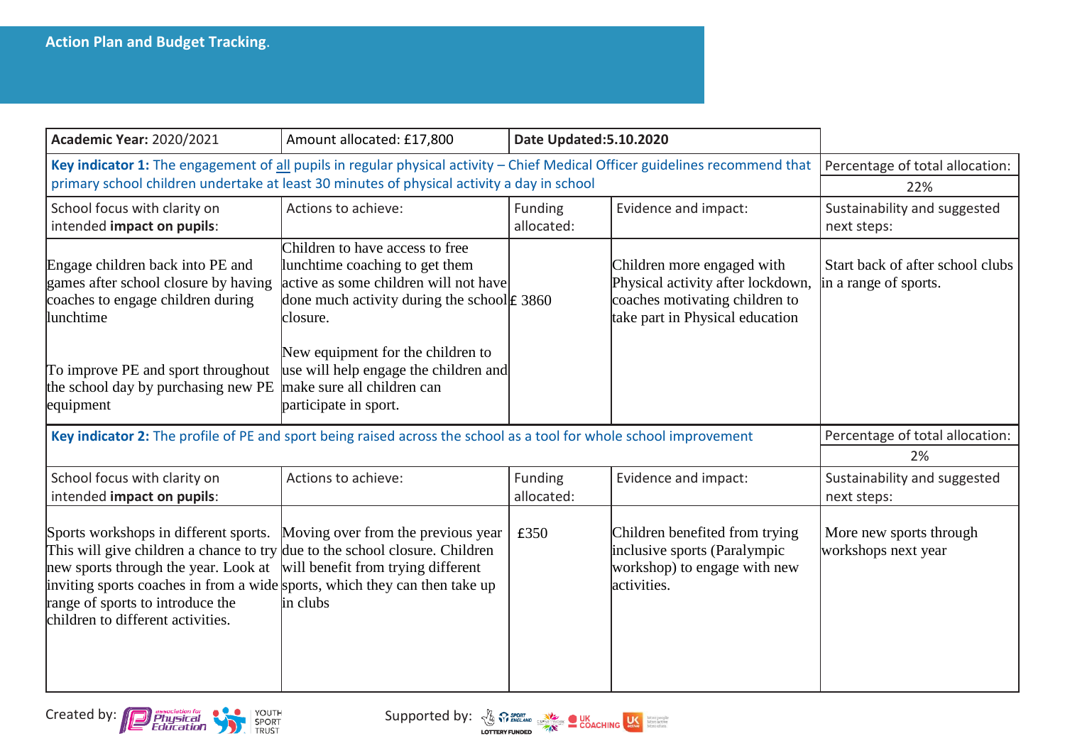## Action Plan and Budget Tracking.

| Academic Year: 2020/2021 | Amount allocated: £17,800 | Date Updated:5.10.2020 | | |
|---|---|---|---|---|
| **Key indicator 1:** The engagement of all pupils in regular physical activity – Chief Medical Officer guidelines recommend that primary school children undertake at least 30 minutes of physical activity a day in school | | | | Percentage of total allocation: 22% |
| School focus with clarity on intended **impact on pupils**: | Actions to achieve: | Funding allocated: | Evidence and impact: | Sustainability and suggested next steps: |
| Engage children back into PE and games after school closure by having coaches to engage children during lunchtime<br><br>To improve PE and sport throughout the school day by purchasing new PE equipment | Children to have access to free lunchtime coaching to get them active as some children will not have done much activity during the school closure.<br><br>New equipment for the children to use will help engage the children and make sure all children can participate in sport. | £ 3860 | Children more engaged with Physical activity after lockdown, coaches motivating children to take part in Physical education | Start back of after school clubs in a range of sports. |
| **Key indicator 2:** The profile of PE and sport being raised across the school as a tool for whole school improvement | | | | Percentage of total allocation: 2% |
| School focus with clarity on intended **impact on pupils**: | Actions to achieve: | Funding allocated: | Evidence and impact: | Sustainability and suggested next steps: |
| Sports workshops in different sports. This will give children a chance to try new sports through the year. Look at inviting sports coaches in from a wide range of sports to introduce the children to different activities. | Moving over from the previous year due to the school closure. Children will benefit from trying different sports, which they can then take up in clubs | £350 | Children benefited from trying inclusive sports (Paralympic workshop) to engage with new activities. | More new sports through workshops next year |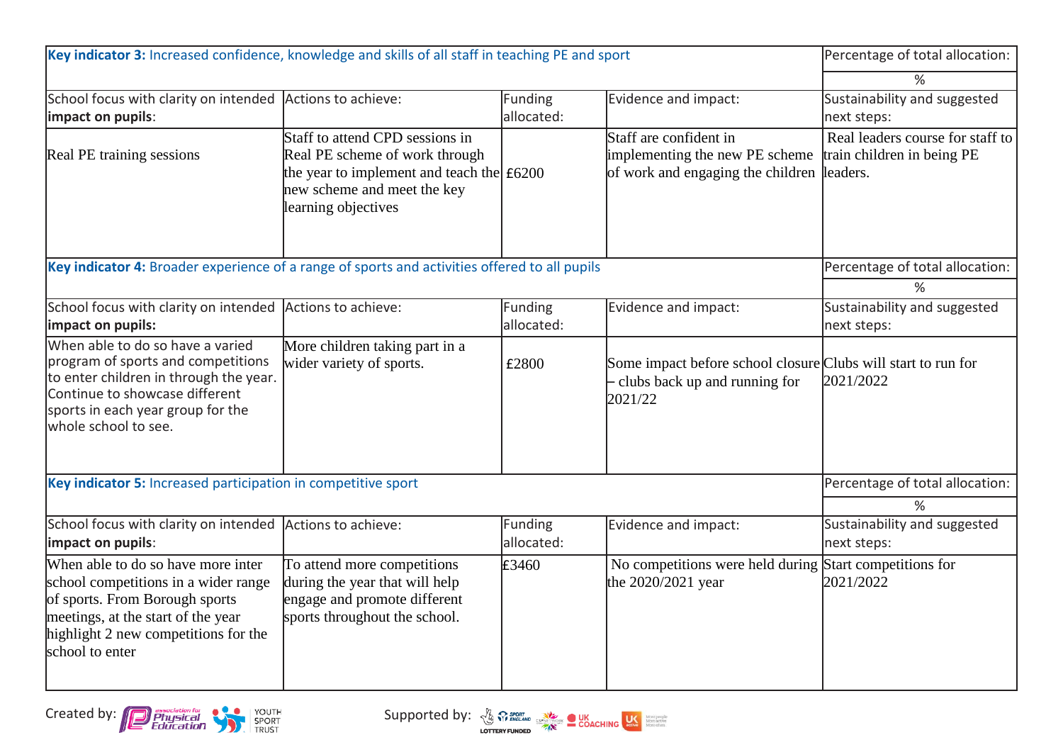| Key indicator 3: Increased confidence, knowledge and skills of all staff in teaching PE and sport | | | | Percentage of total allocation: |
|---|---|---|---|---|
| | | | | % |
| School focus with clarity on intended **impact on pupils**: | Actions to achieve: | Funding allocated: | Evidence and impact: | Sustainability and suggested next steps: |
| Real PE training sessions | Staff to attend CPD sessions in Real PE scheme of work through the year to implement and teach the new scheme and meet the key learning objectives | £6200 | Staff are confident in implementing the new PE scheme of work and engaging the children | Real leaders course for staff to train children in being PE leaders. |

| Key indicator 4: Broader experience of a range of sports and activities offered to all pupils | | | | Percentage of total allocation: |
|---|---|---|---|---|
| | | | | % |
| School focus with clarity on intended **impact on pupils:** | Actions to achieve: | Funding allocated: | Evidence and impact: | Sustainability and suggested next steps: |
| When able to do so have a varied program of sports and competitions to enter children in through the year. Continue to showcase different sports in each year group for the whole school to see. | More children taking part in a wider variety of sports. | £2800 | Some impact before school closure – clubs back up and running for 2021/22 | Clubs will start to run for 2021/2022 |

| Key indicator 5: Increased participation in competitive sport | | | | Percentage of total allocation: |
|---|---|---|---|---|
| | | | | % |
| School focus with clarity on intended **impact on pupils**: | Actions to achieve: | Funding allocated: | Evidence and impact: | Sustainability and suggested next steps: |
| When able to do so have more inter school competitions in a wider range of sports. From Borough sports meetings, at the start of the year highlight 2 new competitions for the school to enter | To attend more competitions during the year that will help engage and promote different sports throughout the school. | £3460 | No competitions were held during the 2020/2021 year | Start competitions for 2021/2022 |

Created by: association for Physical Education, YOUTH SPORT TRUST

Supported by: SPORT ENGLAND LOTTERY FUNDED, UK COACHING, UK active